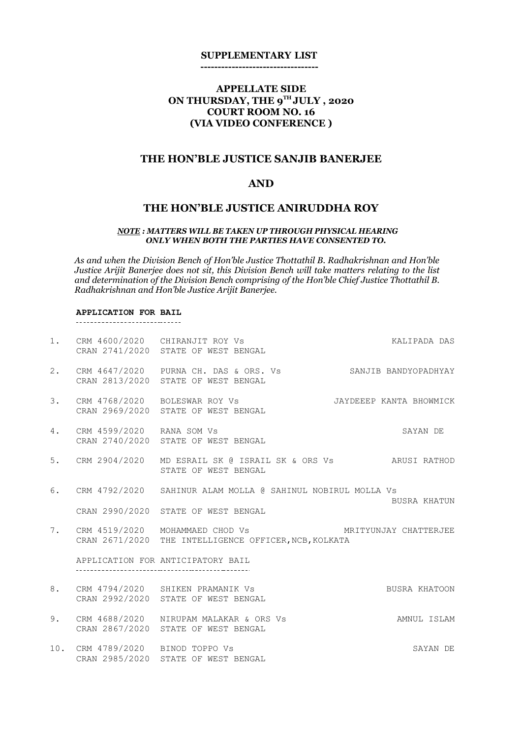**SUPPLEMENTARY LIST**

**---------------------------------**

**APPELLATE SIDE**
**ON THURSDAY, THE 9TH JULY , 2020**
**COURT ROOM NO. 16**
**(VIA VIDEO CONFERENCE )**

## THE HON'BLE JUSTICE SANJIB BANERJEE

## AND

## THE HON'BLE JUSTICE ANIRUDDHA ROY

***NOTE : MATTERS WILL BE TAKEN UP THROUGH PHYSICAL HEARING ONLY WHEN BOTH THE PARTIES HAVE CONSENTED TO.***

*As and when the Division Bench of Hon'ble Justice Thottathil B. Radhakrishnan and Hon'ble Justice Arijit Banerjee does not sit, this Division Bench will take matters relating to the list and determination of the Division Bench comprising of the Hon'ble Chief Justice Thottathil B. Radhakrishnan and Hon'ble Justice Arijit Banerjee.*

**APPLICATION FOR BAIL**

1. CRM 4600/2020 CHIRANJIT ROY Vs — KALIPADA DAS
   CRAN 2741/2020 STATE OF WEST BENGAL

2. CRM 4647/2020 PURNA CH. DAS & ORS. Vs — SANJIB BANDYOPADHYAY
   CRAN 2813/2020 STATE OF WEST BENGAL

3. CRM 4768/2020 BOLESWAR ROY Vs — JAYDEEEP KANTA BHOWMICK
   CRAN 2969/2020 STATE OF WEST BENGAL

4. CRM 4599/2020 RANA SOM Vs — SAYAN DE
   CRAN 2740/2020 STATE OF WEST BENGAL

5. CRM 2904/2020 MD ESRAIL SK @ ISRAIL SK & ORS Vs — ARUSI RATHOD
   STATE OF WEST BENGAL

6. CRM 4792/2020 SAHINUR ALAM MOLLA @ SAHINUL NOBIRUL MOLLA Vs — BUSRA KHATUN
   CRAN 2990/2020 STATE OF WEST BENGAL

7. CRM 4519/2020 MOHAMMAED CHOD Vs — MRITYUNJAY CHATTERJEE
   CRAN 2671/2020 THE INTELLIGENCE OFFICER,NCB,KOLKATA

APPLICATION FOR ANTICIPATORY BAIL

8. CRM 4794/2020 SHIKEN PRAMANIK Vs — BUSRA KHATOON
   CRAN 2992/2020 STATE OF WEST BENGAL

9. CRM 4688/2020 NIRUPAM MALAKAR & ORS Vs — AMNUL ISLAM
   CRAN 2867/2020 STATE OF WEST BENGAL

10. CRM 4789/2020 BINOD TOPPO Vs — SAYAN DE
    CRAN 2985/2020 STATE OF WEST BENGAL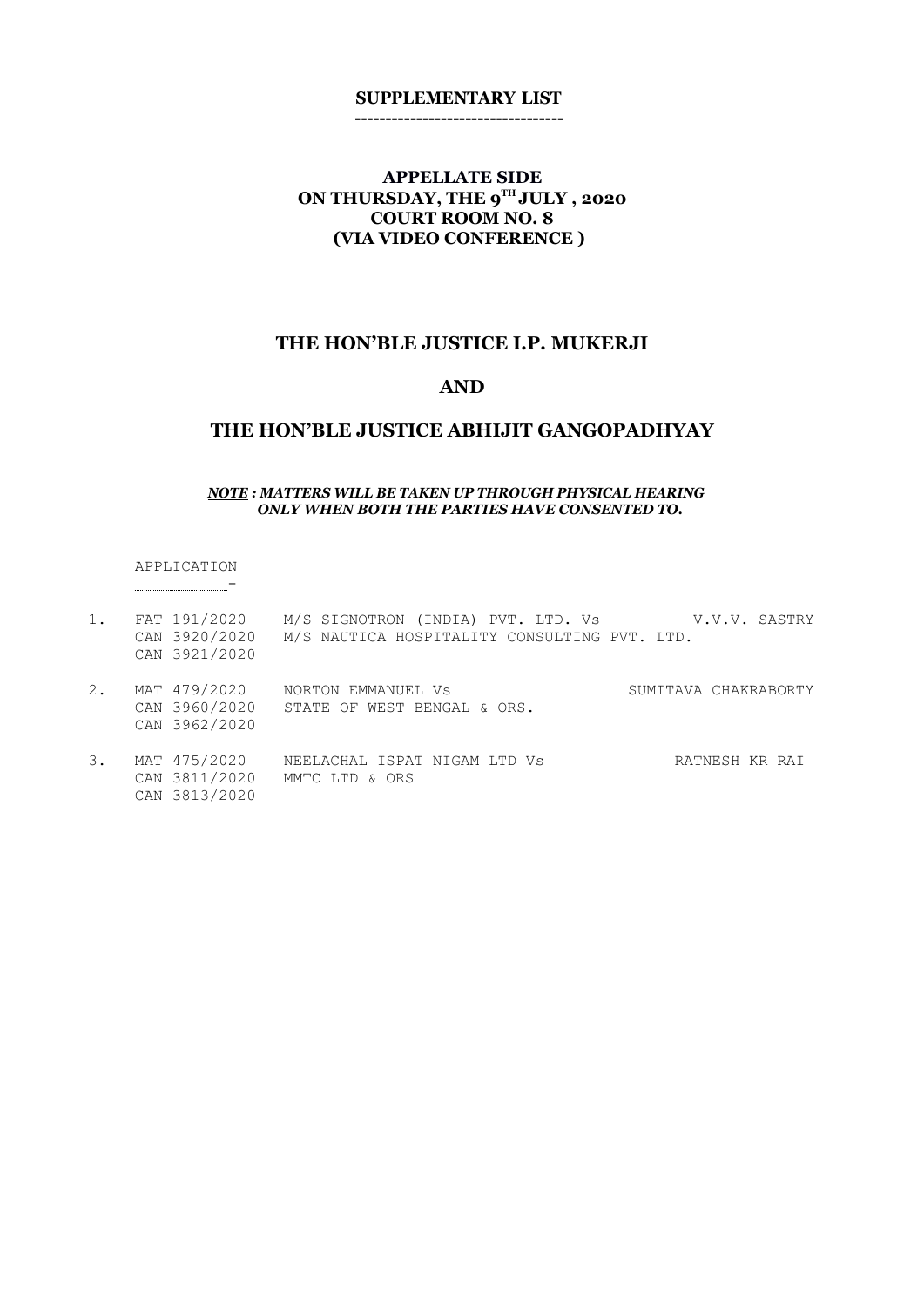**SUPPLEMENTARY LIST**

**----------------------------------**

**APPELLATE SIDE**
**ON THURSDAY, THE 9TH JULY , 2020**
**COURT ROOM NO. 8**
**(VIA VIDEO CONFERENCE )**

## THE HON'BLE JUSTICE I.P. MUKERJI

## AND

## THE HON'BLE JUSTICE ABHIJIT GANGOPADHYAY

***NOTE : MATTERS WILL BE TAKEN UP THROUGH PHYSICAL HEARING ONLY WHEN BOTH THE PARTIES HAVE CONSENTED TO.***

APPLICATION
-

| No. | Case No. | Parties | Advocate |
|---|---|---|---|
| 1. | FAT 191/2020<br>CAN 3920/2020<br>CAN 3921/2020 | M/S SIGNOTRON (INDIA) PVT. LTD. Vs<br>M/S NAUTICA HOSPITALITY CONSULTING PVT. LTD. | V.V.V. SASTRY |
| 2. | MAT 479/2020<br>CAN 3960/2020<br>CAN 3962/2020 | NORTON EMMANUEL Vs<br>STATE OF WEST BENGAL & ORS. | SUMITAVA CHAKRABORTY |
| 3. | MAT 475/2020<br>CAN 3811/2020<br>CAN 3813/2020 | NEELACHAL ISPAT NIGAM LTD Vs<br>MMTC LTD & ORS | RATNESH KR RAI |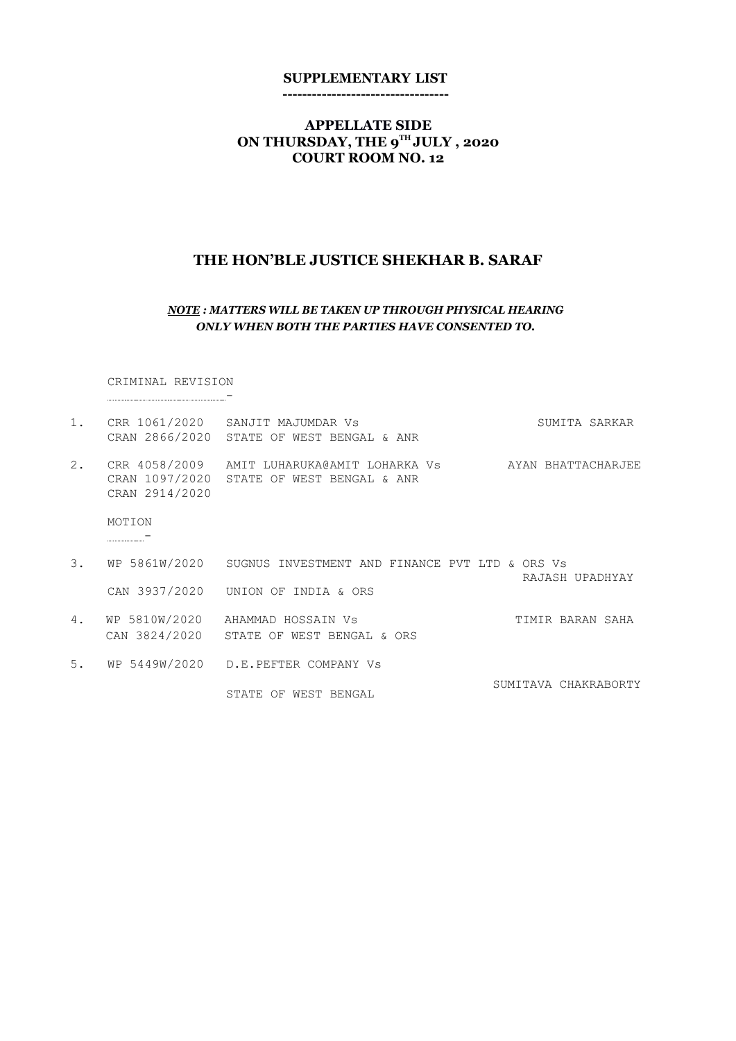**SUPPLEMENTARY LIST**

**---------------------------------**

**APPELLATE SIDE**
**ON THURSDAY, THE 9TH JULY , 2020**
**COURT ROOM NO. 12**

## THE HON'BLE JUSTICE SHEKHAR B. SARAF

***NOTE : MATTERS WILL BE TAKEN UP THROUGH PHYSICAL HEARING ONLY WHEN BOTH THE PARTIES HAVE CONSENTED TO.***

CRIMINAL REVISION

| | | | |
|---|---|---|---|
| 1. | CRR 1061/2020<br>CRAN 2866/2020 | SANJIT MAJUMDAR Vs<br>STATE OF WEST BENGAL & ANR | SUMITA SARKAR |
| 2. | CRR 4058/2009<br>CRAN 1097/2020<br>CRAN 2914/2020 | AMIT LUHARUKA@AMIT LOHARKA Vs<br>STATE OF WEST BENGAL & ANR | AYAN BHATTACHARJEE |

MOTION

| | | | |
|---|---|---|---|
| 3. | WP 5861W/2020<br>CAN 3937/2020 | SUGNUS INVESTMENT AND FINANCE PVT LTD & ORS Vs<br>UNION OF INDIA & ORS | RAJASH UPADHYAY |
| 4. | WP 5810W/2020<br>CAN 3824/2020 | AHAMMAD HOSSAIN Vs<br>STATE OF WEST BENGAL & ORS | TIMIR BARAN SAHA |
| 5. | WP 5449W/2020 | D.E.PEFTER COMPANY Vs<br>STATE OF WEST BENGAL | SUMITAVA CHAKRABORTY |